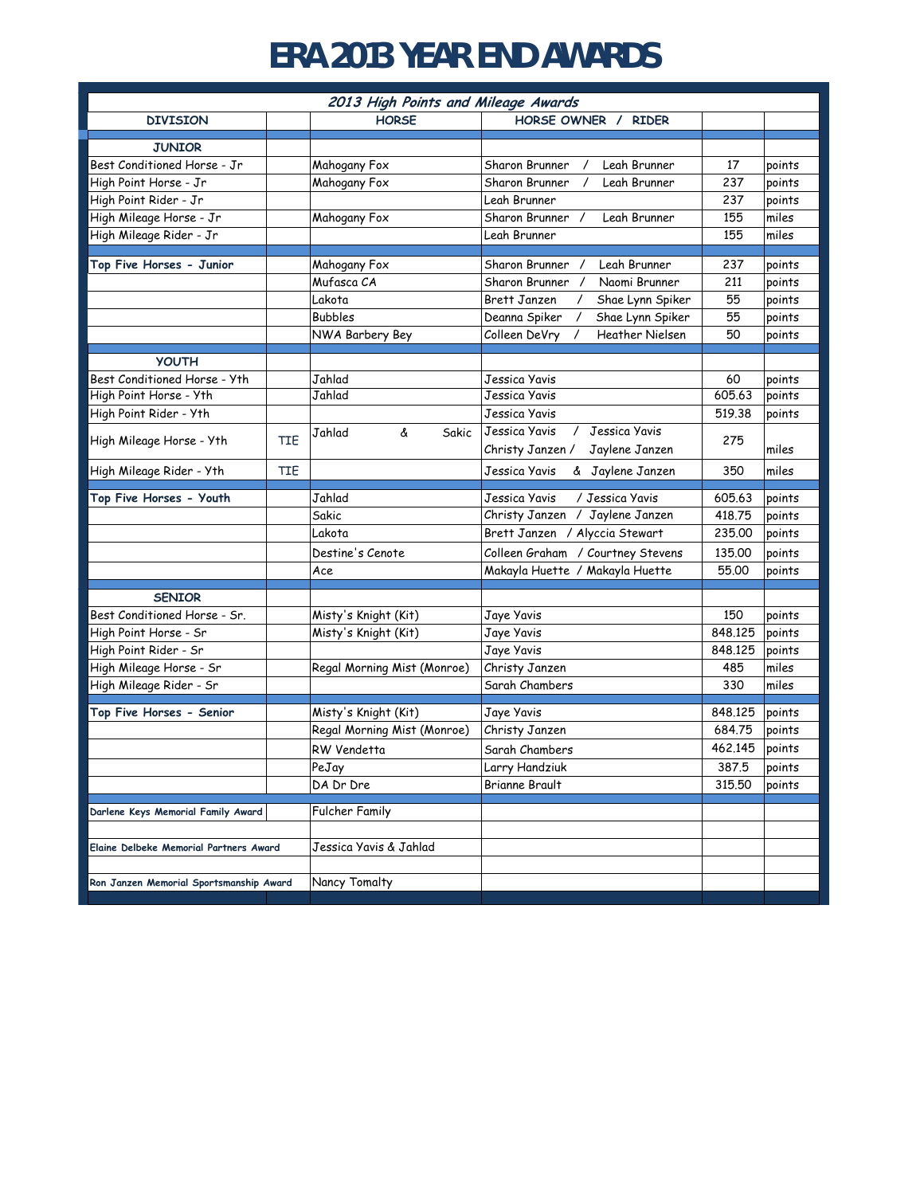# ERA 2013 YEAR END AWARDS

| 2013 High Points and Mileage Awards | | | | | |
|---|---|---|---|---|---|
| DIVISION | | HORSE | HORSE OWNER / RIDER | | |
| **JUNIOR** | | | | | |
| Best Conditioned Horse - Jr | | Mahogany Fox | Sharon Brunner / Leah Brunner | 17 | points |
| High Point Horse - Jr | | Mahogany Fox | Sharon Brunner / Leah Brunner | 237 | points |
| High Point Rider - Jr | | | Leah Brunner | 237 | points |
| High Mileage Horse - Jr | | Mahogany Fox | Sharon Brunner / Leah Brunner | 155 | miles |
| High Mileage Rider - Jr | | | Leah Brunner | 155 | miles |
| **Top Five Horses - Junior** | | Mahogany Fox | Sharon Brunner / Leah Brunner | 237 | points |
| | | Mufasca CA | Sharon Brunner / Naomi Brunner | 211 | points |
| | | Lakota | Brett Janzen / Shae Lynn Spiker | 55 | points |
| | | Bubbles | Deanna Spiker / Shae Lynn Spiker | 55 | points |
| | | NWA Barbery Bey | Colleen DeVry / Heather Nielsen | 50 | points |
| **YOUTH** | | | | | |
| Best Conditioned Horse - Yth | | Jahlad | Jessica Yavis | 60 | points |
| High Point Horse - Yth | | Jahlad | Jessica Yavis | 605.63 | points |
| High Point Rider - Yth | | | Jessica Yavis | 519.38 | points |
| High Mileage Horse - Yth | TIE | Jahlad & Sakic | Jessica Yavis / Jessica Yavis<br>Christy Janzen / Jaylene Janzen | 275 | miles |
| High Mileage Rider - Yth | TIE | | Jessica Yavis & Jaylene Janzen | 350 | miles |
| **Top Five Horses - Youth** | | Jahlad | Jessica Yavis / Jessica Yavis | 605.63 | points |
| | | Sakic | Christy Janzen / Jaylene Janzen | 418.75 | points |
| | | Lakota | Brett Janzen / Alyccia Stewart | 235.00 | points |
| | | Destine's Cenote | Colleen Graham / Courtney Stevens | 135.00 | points |
| | | Ace | Makayla Huette / Makayla Huette | 55.00 | points |
| **SENIOR** | | | | | |
| Best Conditioned Horse - Sr. | | Misty's Knight (Kit) | Jaye Yavis | 150 | points |
| High Point Horse - Sr | | Misty's Knight (Kit) | Jaye Yavis | 848.125 | points |
| High Point Rider - Sr | | | Jaye Yavis | 848.125 | points |
| High Mileage Horse - Sr | | Regal Morning Mist (Monroe) | Christy Janzen | 485 | miles |
| High Mileage Rider - Sr | | | Sarah Chambers | 330 | miles |
| **Top Five Horses - Senior** | | Misty's Knight (Kit) | Jaye Yavis | 848.125 | points |
| | | Regal Morning Mist (Monroe) | Christy Janzen | 684.75 | points |
| | | RW Vendetta | Sarah Chambers | 462.145 | points |
| | | PeJay | Larry Handziuk | 387.5 | points |
| | | DA Dr Dre | Brianne Brault | 315.50 | points |
| **Darlene Keys Memorial Family Award** | | Fulcher Family | | | |
| **Elaine Delbeke Memorial Partners Award** | | Jessica Yavis & Jahlad | | | |
| **Ron Janzen Memorial Sportsmanship Award** | | Nancy Tomalty | | | |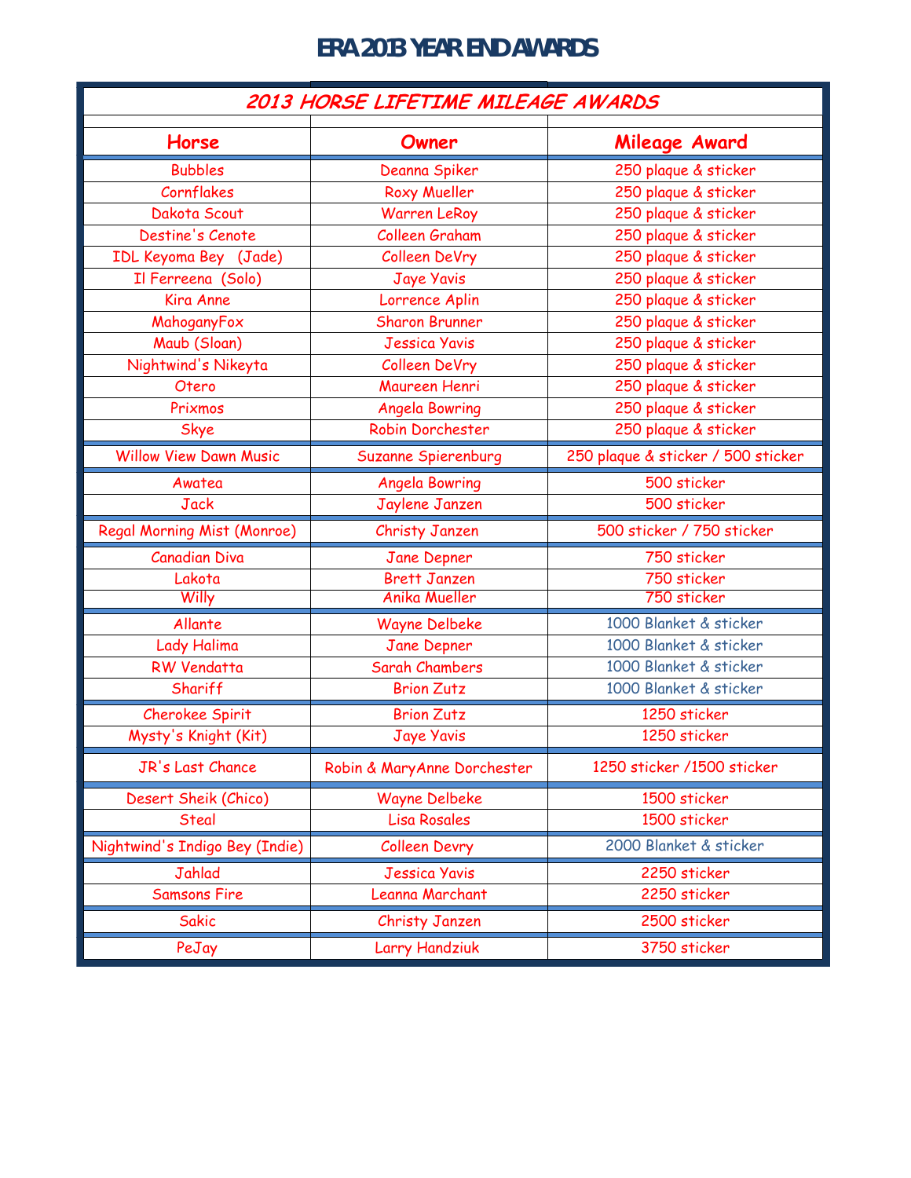# ERA 2013 YEAR END AWARDS

## 2013 HORSE LIFETIME MILEAGE AWARDS

| Horse | Owner | Mileage Award |
|---|---|---|
| Bubbles | Deanna Spiker | 250 plaque & sticker |
| Cornflakes | Roxy Mueller | 250 plaque & sticker |
| Dakota Scout | Warren LeRoy | 250 plaque & sticker |
| Destine's Cenote | Colleen Graham | 250 plaque & sticker |
| IDL Keyoma Bey (Jade) | Colleen DeVry | 250 plaque & sticker |
| Il Ferreena (Solo) | Jaye Yavis | 250 plaque & sticker |
| Kira Anne | Lorrence Aplin | 250 plaque & sticker |
| MahoganyFox | Sharon Brunner | 250 plaque & sticker |
| Maub (Sloan) | Jessica Yavis | 250 plaque & sticker |
| Nightwind's Nikeyta | Colleen DeVry | 250 plaque & sticker |
| Otero | Maureen Henri | 250 plaque & sticker |
| Prixmos | Angela Bowring | 250 plaque & sticker |
| Skye | Robin Dorchester | 250 plaque & sticker |
| Willow View Dawn Music | Suzanne Spierenburg | 250 plaque & sticker / 500 sticker |
| Awatea | Angela Bowring | 500 sticker |
| Jack | Jaylene Janzen | 500 sticker |
| Regal Morning Mist (Monroe) | Christy Janzen | 500 sticker / 750 sticker |
| Canadian Diva | Jane Depner | 750 sticker |
| Lakota | Brett Janzen | 750 sticker |
| Willy | Anika Mueller | 750 sticker |
| Allante | Wayne Delbeke | 1000 Blanket & sticker |
| Lady Halima | Jane Depner | 1000 Blanket & sticker |
| RW Vendatta | Sarah Chambers | 1000 Blanket & sticker |
| Shariff | Brion Zutz | 1000 Blanket & sticker |
| Cherokee Spirit | Brion Zutz | 1250 sticker |
| Mysty's Knight (Kit) | Jaye Yavis | 1250 sticker |
| JR's Last Chance | Robin & MaryAnne Dorchester | 1250 sticker /1500 sticker |
| Desert Sheik (Chico) | Wayne Delbeke | 1500 sticker |
| Steal | Lisa Rosales | 1500 sticker |
| Nightwind's Indigo Bey (Indie) | Colleen Devry | 2000 Blanket & sticker |
| Jahlad | Jessica Yavis | 2250 sticker |
| Samsons Fire | Leanna Marchant | 2250 sticker |
| Sakic | Christy Janzen | 2500 sticker |
| PeJay | Larry Handziuk | 3750 sticker |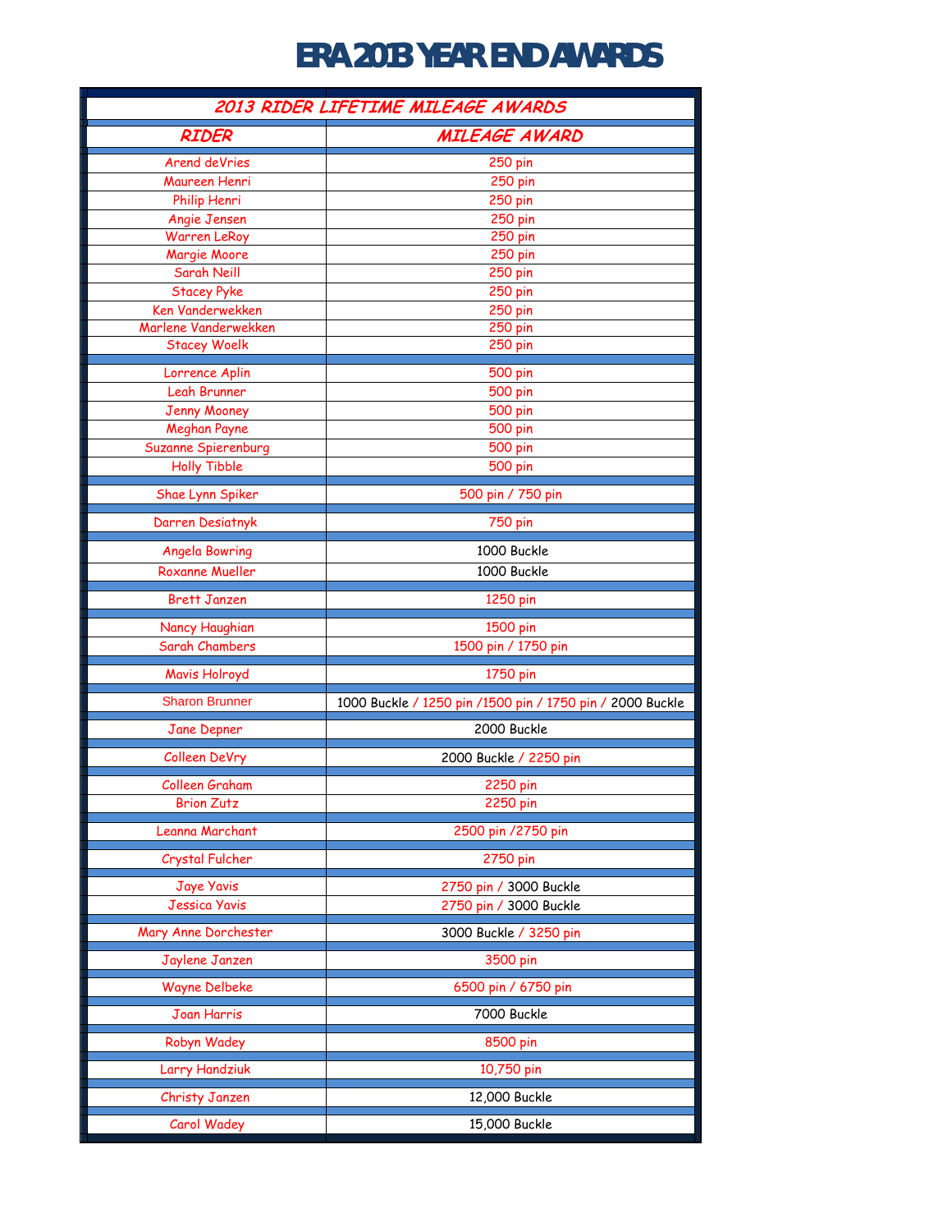# ERA 2013 YEAR END AWARDS

| 2013 RIDER LIFETIME MILEAGE AWARDS | |
|---|---|
| **RIDER** | **MILEAGE AWARD** |
| Arend deVries | 250 pin |
| Maureen Henri | 250 pin |
| Philip Henri | 250 pin |
| Angie Jensen | 250 pin |
| Warren LeRoy | 250 pin |
| Margie Moore | 250 pin |
| Sarah Neill | 250 pin |
| Stacey Pyke | 250 pin |
| Ken Vanderwekken | 250 pin |
| Marlene Vanderwekken | 250 pin |
| Stacey Woelk | 250 pin |
| Lorrence Aplin | 500 pin |
| Leah Brunner | 500 pin |
| Jenny Mooney | 500 pin |
| Meghan Payne | 500 pin |
| Suzanne Spierenburg | 500 pin |
| Holly Tibble | 500 pin |
| Shae Lynn Spiker | 500 pin / 750 pin |
| Darren Desiatnyk | 750 pin |
| Angela Bowring | 1000 Buckle |
| Roxanne Mueller | 1000 Buckle |
| Brett Janzen | 1250 pin |
| Nancy Haughian | 1500 pin |
| Sarah Chambers | 1500 pin / 1750 pin |
| Mavis Holroyd | 1750 pin |
| Sharon Brunner | 1000 Buckle / 1250 pin /1500 pin / 1750 pin / 2000 Buckle |
| Jane Depner | 2000 Buckle |
| Colleen DeVry | 2000 Buckle / 2250 pin |
| Colleen Graham | 2250 pin |
| Brion Zutz | 2250 pin |
| Leanna Marchant | 2500 pin /2750 pin |
| Crystal Fulcher | 2750 pin |
| Jaye Yavis | 2750 pin / 3000 Buckle |
| Jessica Yavis | 2750 pin / 3000 Buckle |
| Mary Anne Dorchester | 3000 Buckle / 3250 pin |
| Jaylene Janzen | 3500 pin |
| Wayne Delbeke | 6500 pin / 6750 pin |
| Joan Harris | 7000 Buckle |
| Robyn Wadey | 8500 pin |
| Larry Handziuk | 10,750 pin |
| Christy Janzen | 12,000 Buckle |
| Carol Wadey | 15,000 Buckle |